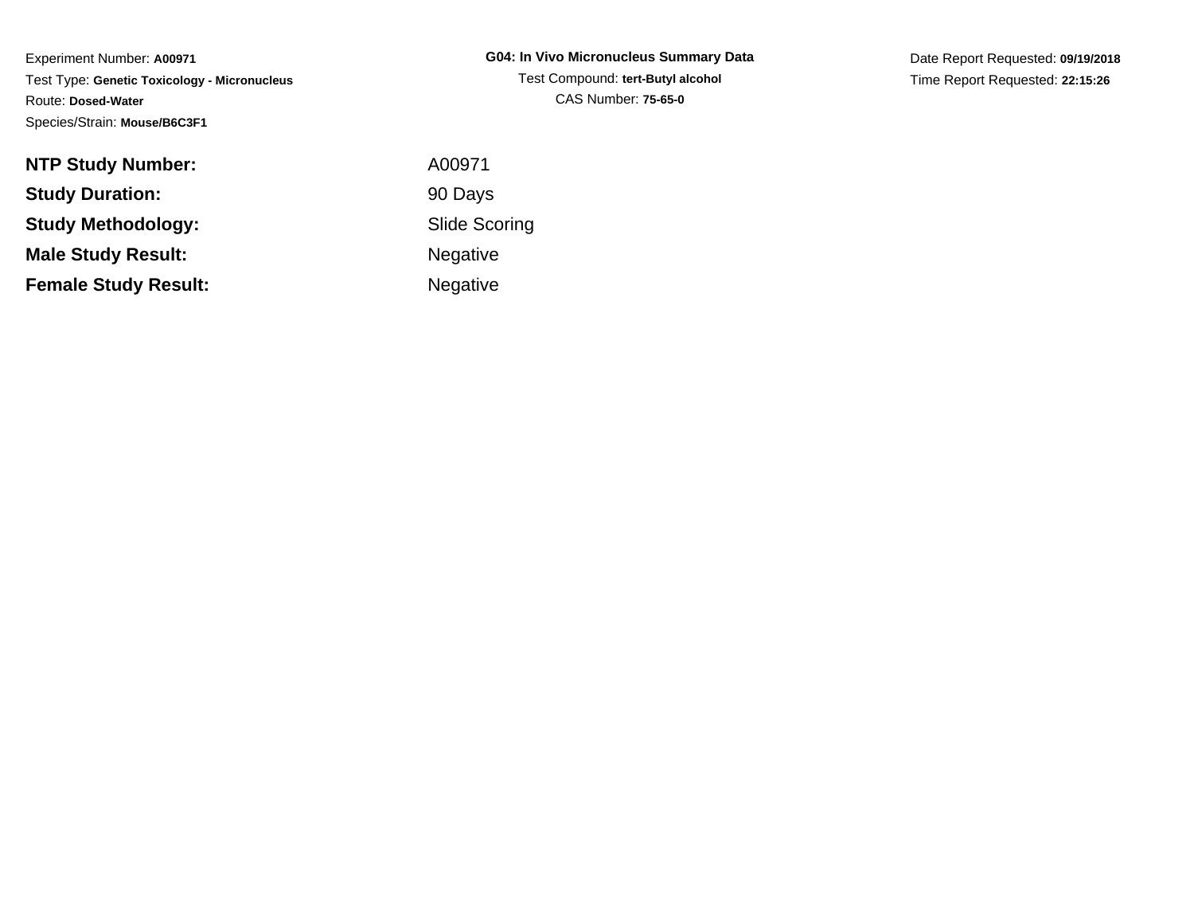Experiment Number: **A00971**

Test Type: **Genetic Toxicology - Micronucleus**

Route: **Dosed-Water**

Species/Strain: **Mouse/B6C3F1**

**G04: In Vivo Micronucleus Summary Data**

Test Compound: **tert-Butyl alcohol**

CAS Number: **75-65-0**

Date Report Requested: **09/19/2018**

Time Report Requested: **22:15:26**

| | |
|---|---|
| **NTP Study Number:** | A00971 |
| **Study Duration:** | 90 Days |
| **Study Methodology:** | Slide Scoring |
| **Male Study Result:** | Negative |
| **Female Study Result:** | Negative |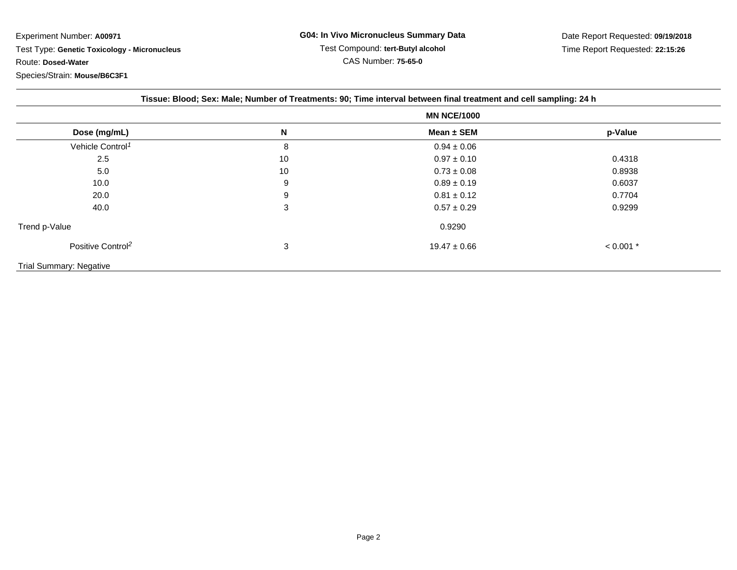Experiment Number: **A00971**

Test Type: **Genetic Toxicology - Micronucleus**

Route: **Dosed-Water**

Species/Strain: **Mouse/B6C3F1**

**G04: In Vivo Micronucleus Summary Data**

Test Compound: **tert-Butyl alcohol**

CAS Number: **75-65-0**

Date Report Requested: **09/19/2018**

Time Report Requested: **22:15:26**

**Tissue: Blood; Sex: Male; Number of Treatments: 90; Time interval between final treatment and cell sampling: 24 h**

| | | MN NCE/1000 | |
|---|---|---|---|
| **Dose (mg/mL)** | **N** | **Mean ± SEM** | **p-Value** |
| Vehicle Control[1] | 8 | 0.94 ± 0.06 | |
| 2.5 | 10 | 0.97 ± 0.10 | 0.4318 |
| 5.0 | 10 | 0.73 ± 0.08 | 0.8938 |
| 10.0 | 9 | 0.89 ± 0.19 | 0.6037 |
| 20.0 | 9 | 0.81 ± 0.12 | 0.7704 |
| 40.0 | 3 | 0.57 ± 0.29 | 0.9299 |
| Trend p-Value | | 0.9290 | |
| Positive Control[2] | 3 | 19.47 ± 0.66 | < 0.001 * |

Trial Summary: Negative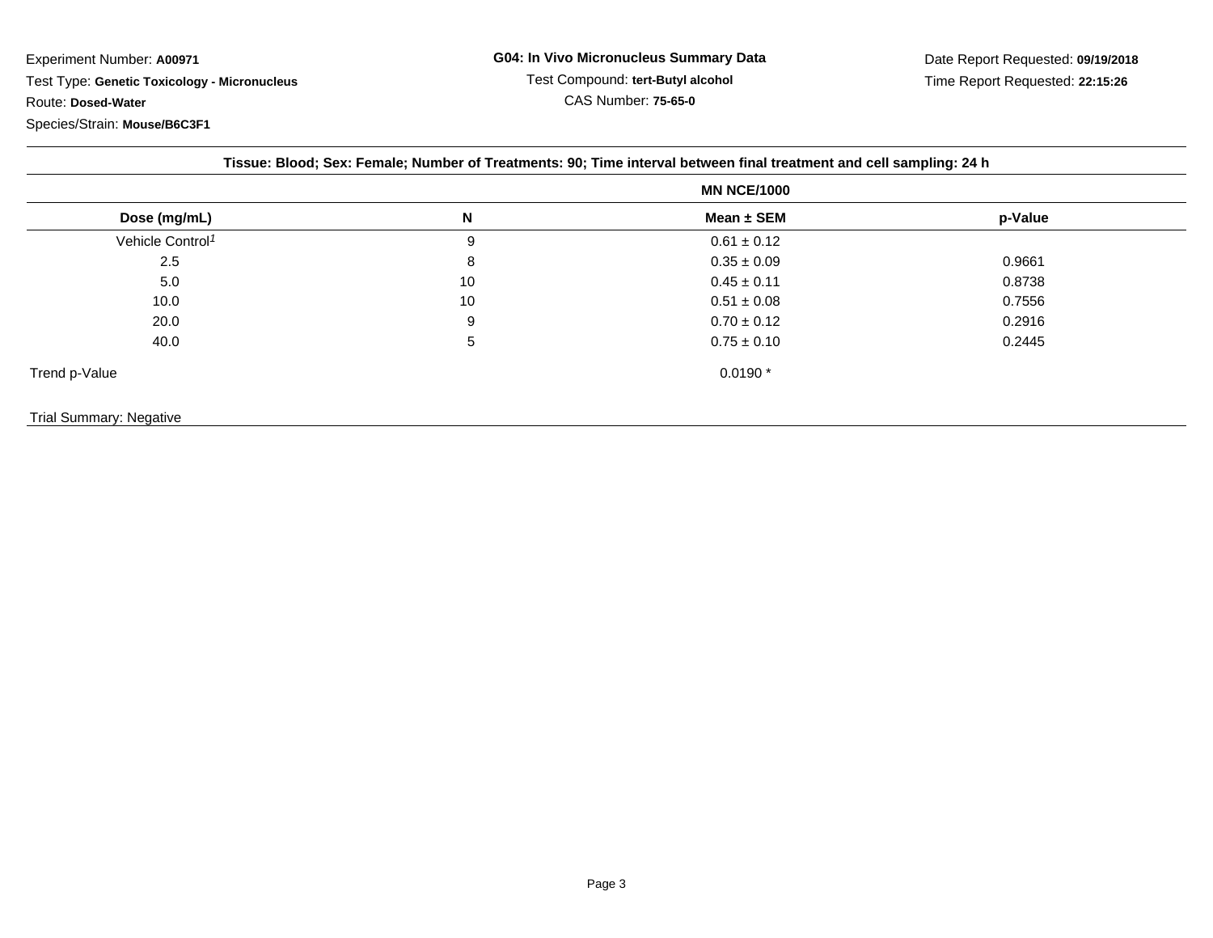Experiment Number: **A00971**

Test Type: **Genetic Toxicology - Micronucleus**

Route: **Dosed-Water**

Species/Strain: **Mouse/B6C3F1**

**G04: In Vivo Micronucleus Summary Data**

Test Compound: **tert-Butyl alcohol**

CAS Number: **75-65-0**

Date Report Requested: **09/19/2018**

Time Report Requested: **22:15:26**

**Tissue: Blood; Sex: Female; Number of Treatments: 90; Time interval between final treatment and cell sampling: 24 h**

| | | MN NCE/1000 | |
|---|---|---|---|
| **Dose (mg/mL)** | **N** | **Mean ± SEM** | **p-Value** |
| Vehicle Control[1] | 9 | 0.61 ± 0.12 | |
| 2.5 | 8 | 0.35 ± 0.09 | 0.9661 |
| 5.0 | 10 | 0.45 ± 0.11 | 0.8738 |
| 10.0 | 10 | 0.51 ± 0.08 | 0.7556 |
| 20.0 | 9 | 0.70 ± 0.12 | 0.2916 |
| 40.0 | 5 | 0.75 ± 0.10 | 0.2445 |
| Trend p-Value | | 0.0190 * | |

Trial Summary: Negative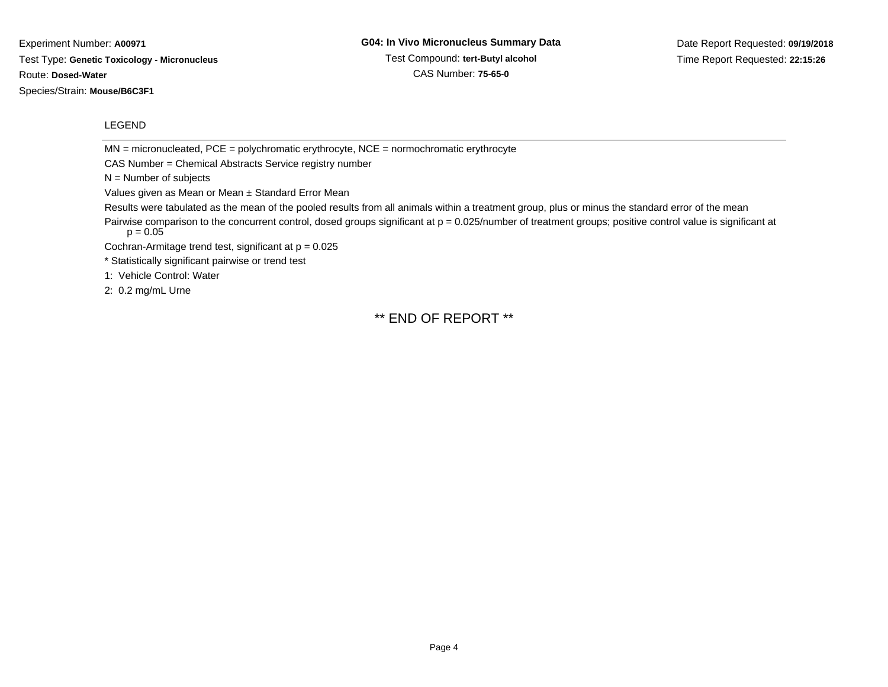Experiment Number: **A00971**

Test Type: **Genetic Toxicology - Micronucleus**

Route: **Dosed-Water**

Species/Strain: **Mouse/B6C3F1**

**G04: In Vivo Micronucleus Summary Data**

Test Compound: **tert-Butyl alcohol**

CAS Number: **75-65-0**

Date Report Requested: **09/19/2018**

Time Report Requested: **22:15:26**

LEGEND

MN = micronucleated, PCE = polychromatic erythrocyte, NCE = normochromatic erythrocyte

CAS Number = Chemical Abstracts Service registry number

N = Number of subjects

Values given as Mean or Mean ± Standard Error Mean

Results were tabulated as the mean of the pooled results from all animals within a treatment group, plus or minus the standard error of the mean

Pairwise comparison to the concurrent control, dosed groups significant at p = 0.025/number of treatment groups; positive control value is significant at p = 0.05

Cochran-Armitage trend test, significant at p = 0.025

* Statistically significant pairwise or trend test

1: Vehicle Control: Water

2: 0.2 mg/mL Urne

** END OF REPORT **